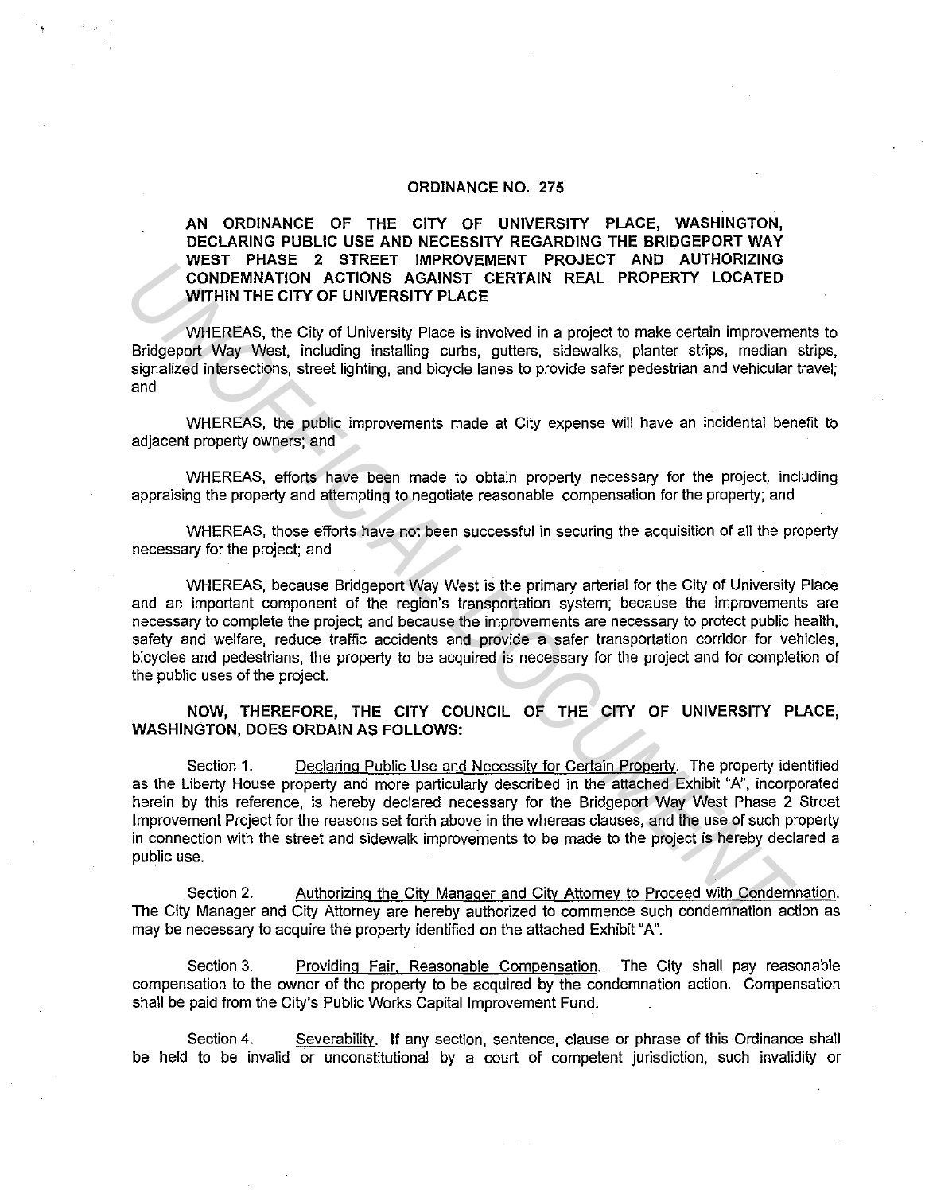# ORDINANCE NO. 275

**AN ORDINANCE OF THE CITY OF UNIVERSITY PLACE, WASHINGTON, DECLARING PUBLIC USE AND NECESSITY REGARDING THE BRIDGEPORT WAY WEST PHASE 2 STREET IMPROVEMENT PROJECT AND AUTHORIZING CONDEMNATION ACTIONS AGAINST CERTAIN REAL PROPERTY LOCATED WITHIN THE CITY OF UNIVERSITY PLACE**

WHEREAS, the City of University Place is involved in a project to make certain improvements to Bridgeport Way West, including installing curbs, gutters, sidewalks, planter strips, median strips, signalized intersections, street lighting, and bicycle lanes to provide safer pedestrian and vehicular travel; and

WHEREAS, the public improvements made at City expense will have an incidental benefit to adjacent property owners; and

WHEREAS, efforts have been made to obtain property necessary for the project, including appraising the property and attempting to negotiate reasonable compensation for the property; and

WHEREAS, those efforts have not been successful in securing the acquisition of all the property necessary for the project; and

WHEREAS, because Bridgeport Way West is the primary arterial for the City of University Place and an important component of the region's transportation system; because the improvements are necessary to complete the project; and because the improvements are necessary to protect public health, safety and welfare, reduce traffic accidents and provide a safer transportation corridor for vehicles, bicycles and pedestrians, the property to be acquired is necessary for the project and for completion of the public uses of the project.

**NOW, THEREFORE, THE CITY COUNCIL OF THE CITY OF UNIVERSITY PLACE, WASHINGTON, DOES ORDAIN AS FOLLOWS:**

Section 1. Declaring Public Use and Necessity for Certain Property. The property identified as the Liberty House property and more particularly described in the attached Exhibit "A", incorporated herein by this reference, is hereby declared necessary for the Bridgeport Way West Phase 2 Street Improvement Project for the reasons set forth above in the whereas clauses, and the use of such property in connection with the street and sidewalk improvements to be made to the project is hereby declared a public use.

Section 2. Authorizing the City Manager and City Attorney to Proceed with Condemnation. The City Manager and City Attorney are hereby authorized to commence such condemnation action as may be necessary to acquire the property identified on the attached Exhibit "A".

Section 3. Providing Fair, Reasonable Compensation. The City shall pay reasonable compensation to the owner of the property to be acquired by the condemnation action. Compensation shall be paid from the City's Public Works Capital Improvement Fund.

Section 4. Severability. If any section, sentence, clause or phrase of this Ordinance shall be held to be invalid or unconstitutional by a court of competent jurisdiction, such invalidity or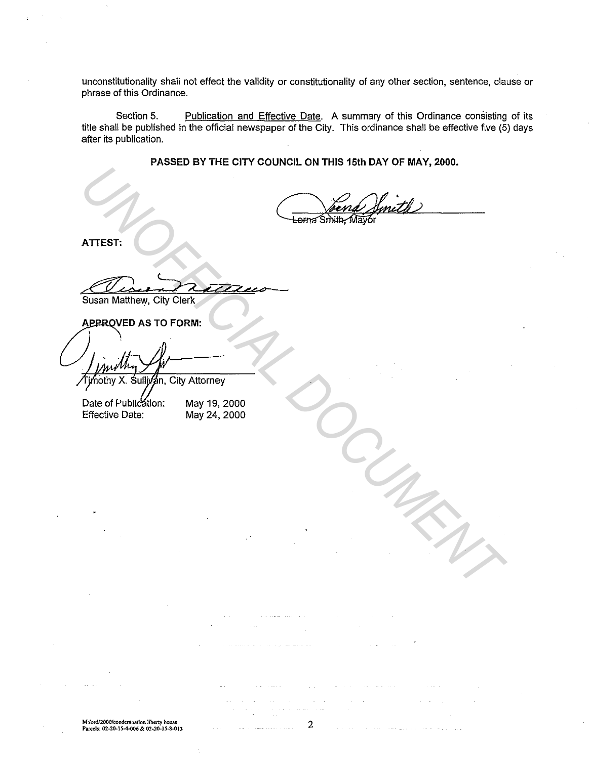unconstitutionality shall not effect the validity or constitutionality of any other section, sentence, clause or phrase of this Ordinance.

Section 5. Publication and Effective Date. A summary of this Ordinance consisting of its title shall be published in the official newspaper of the City. This ordinance shall be effective five (5) days after its publication.

**PASSED BY THE CITY COUNCIL ON THIS 15th DAY OF MAY, 2000.**

Lorna Smith, Mayor

**ATTEST:**

Susan Matthew, City Clerk

**APPROVED AS TO FORM:**

Timothy X. Sullivan, City Attorney

Date of Publication: May 19, 2000
Effective Date: May 24, 2000

M:/ord/2000/condemnation liberty house
Parcels: 02-20-15-4-006 & 02-20-15-8-013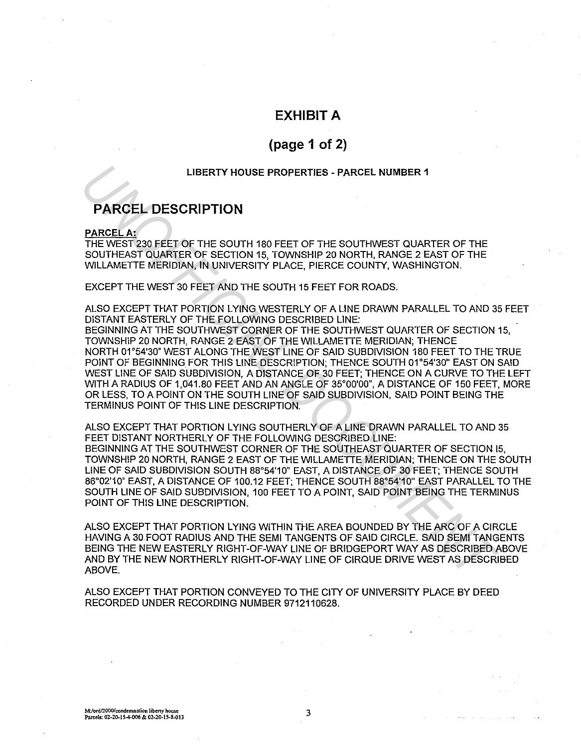# EXHIBIT A

## (page 1 of 2)

**LIBERTY HOUSE PROPERTIES - PARCEL NUMBER 1**

## PARCEL DESCRIPTION

**PARCEL A:**

THE WEST 230 FEET OF THE SOUTH 180 FEET OF THE SOUTHWEST QUARTER OF THE SOUTHEAST QUARTER OF SECTION 15, TOWNSHIP 20 NORTH, RANGE 2 EAST OF THE WILLAMETTE MERIDIAN, IN UNIVERSITY PLACE, PIERCE COUNTY, WASHINGTON.

EXCEPT THE WEST 30 FEET AND THE SOUTH 15 FEET FOR ROADS.

ALSO EXCEPT THAT PORTION LYING WESTERLY OF A LINE DRAWN PARALLEL TO AND 35 FEET DISTANT EASTERLY OF THE FOLLOWING DESCRIBED LINE:
BEGINNING AT THE SOUTHWEST CORNER OF THE SOUTHWEST QUARTER OF SECTION 15, TOWNSHIP 20 NORTH, RANGE 2 EAST OF THE WILLAMETTE MERIDIAN; THENCE NORTH 01°54'30" WEST ALONG THE WEST LINE OF SAID SUBDIVISION 180 FEET TO THE TRUE POINT OF BEGINNING FOR THIS LINE DESCRIPTION; THENCE SOUTH 01°54'30" EAST ON SAID WEST LINE OF SAID SUBDIVISION, A DISTANCE OF 30 FEET; THENCE ON A CURVE TO THE LEFT WITH A RADIUS OF 1,041.80 FEET AND AN ANGLE OF 35°00'00", A DISTANCE OF 150 FEET, MORE OR LESS, TO A POINT ON THE SOUTH LINE OF SAID SUBDIVISION, SAID POINT BEING THE TERMINUS POINT OF THIS LINE DESCRIPTION.

ALSO EXCEPT THAT PORTION LYING SOUTHERLY OF A LINE DRAWN PARALLEL TO AND 35 FEET DISTANT NORTHERLY OF THE FOLLOWING DESCRIBED LINE:
BEGINNING AT THE SOUTHWEST CORNER OF THE SOUTHEAST QUARTER OF SECTION I5, TOWNSHIP 20 NORTH, RANGE 2 EAST OF THE WILLAMETTE MERIDIAN; THENCE ON THE SOUTH LINE OF SAID SUBDIVISION SOUTH 88°54'10" EAST, A DISTANCE OF 30 FEET; THENCE SOUTH 86°02'10" EAST, A DISTANCE OF 100.12 FEET; THENCE SOUTH 88°54'10" EAST PARALLEL TO THE SOUTH LINE OF SAID SUBDIVISION, 100 FEET TO A POINT, SAID POINT BEING THE TERMINUS POINT OF THIS LINE DESCRIPTION.

ALSO EXCEPT THAT PORTION LYING WITHIN THE AREA BOUNDED BY THE ARC OF A CIRCLE HAVING A 30 FOOT RADIUS AND THE SEMI TANGENTS OF SAID CIRCLE. SAID SEMI TANGENTS BEING THE NEW EASTERLY RIGHT-OF-WAY LINE OF BRIDGEPORT WAY AS DESCRIBED ABOVE AND BY THE NEW NORTHERLY RIGHT-OF-WAY LINE OF CIRQUE DRIVE WEST AS DESCRIBED ABOVE.

ALSO EXCEPT THAT PORTION CONVEYED TO THE CITY OF UNIVERSITY PLACE BY DEED RECORDED UNDER RECORDING NUMBER 9712110628.

M:/ord/2000/condemnation liberty house
Parcels: 02-20-15-4-006 & 02-20-15-3-013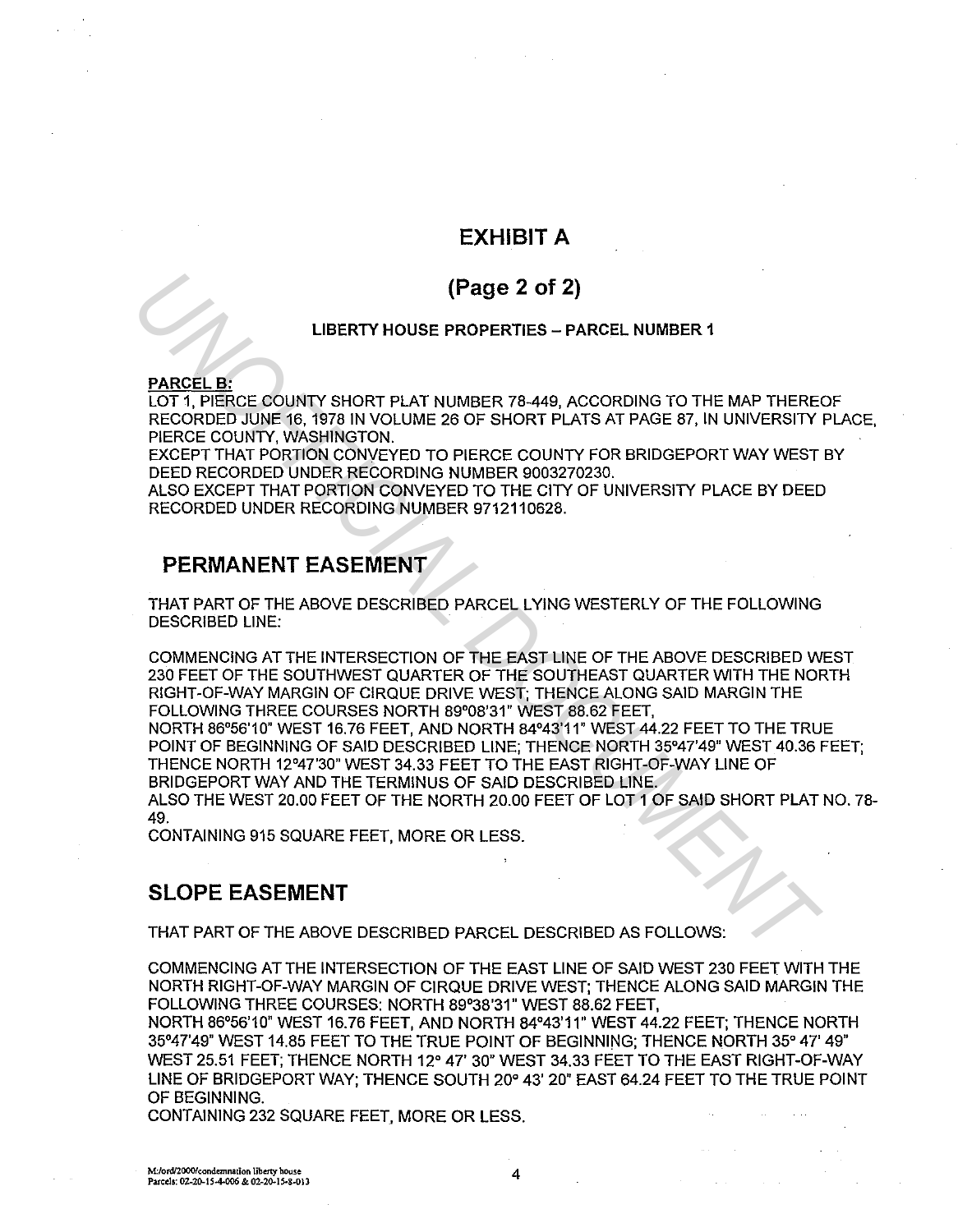# EXHIBIT A

## (Page 2 of 2)

**LIBERTY HOUSE PROPERTIES – PARCEL NUMBER 1**

**PARCEL B:**
LOT 1, PIERCE COUNTY SHORT PLAT NUMBER 78-449, ACCORDING TO THE MAP THEREOF RECORDED JUNE 16, 1978 IN VOLUME 26 OF SHORT PLATS AT PAGE 87, IN UNIVERSITY PLACE, PIERCE COUNTY, WASHINGTON.
EXCEPT THAT PORTION CONVEYED TO PIERCE COUNTY FOR BRIDGEPORT WAY WEST BY DEED RECORDED UNDER RECORDING NUMBER 9003270230.
ALSO EXCEPT THAT PORTION CONVEYED TO THE CITY OF UNIVERSITY PLACE BY DEED RECORDED UNDER RECORDING NUMBER 9712110628.

## PERMANENT EASEMENT

THAT PART OF THE ABOVE DESCRIBED PARCEL LYING WESTERLY OF THE FOLLOWING DESCRIBED LINE:

COMMENCING AT THE INTERSECTION OF THE EAST LINE OF THE ABOVE DESCRIBED WEST 230 FEET OF THE SOUTHWEST QUARTER OF THE SOUTHEAST QUARTER WITH THE NORTH RIGHT-OF-WAY MARGIN OF CIRQUE DRIVE WEST; THENCE ALONG SAID MARGIN THE FOLLOWING THREE COURSES NORTH 89°08'31" WEST 88.62 FEET,
NORTH 86°56'10" WEST 16.76 FEET, AND NORTH 84°43'11" WEST 44.22 FEET TO THE TRUE POINT OF BEGINNING OF SAID DESCRIBED LINE; THENCE NORTH 35°47'49" WEST 40.36 FEET; THENCE NORTH 12°47'30" WEST 34.33 FEET TO THE EAST RIGHT-OF-WAY LINE OF BRIDGEPORT WAY AND THE TERMINUS OF SAID DESCRIBED LINE.
ALSO THE WEST 20.00 FEET OF THE NORTH 20.00 FEET OF LOT 1 OF SAID SHORT PLAT NO. 78-49.
CONTAINING 915 SQUARE FEET, MORE OR LESS.

## SLOPE EASEMENT

THAT PART OF THE ABOVE DESCRIBED PARCEL DESCRIBED AS FOLLOWS:

COMMENCING AT THE INTERSECTION OF THE EAST LINE OF SAID WEST 230 FEET WITH THE NORTH RIGHT-OF-WAY MARGIN OF CIRQUE DRIVE WEST; THENCE ALONG SAID MARGIN THE FOLLOWING THREE COURSES: NORTH 89°38'31" WEST 88.62 FEET,
NORTH 86°56'10" WEST 16.76 FEET, AND NORTH 84°43'11" WEST 44.22 FEET; THENCE NORTH 35°47'49" WEST 14.85 FEET TO THE TRUE POINT OF BEGINNING; THENCE NORTH 35° 47' 49" WEST 25.51 FEET; THENCE NORTH 12° 47' 30" WEST 34.33 FEET TO THE EAST RIGHT-OF-WAY LINE OF BRIDGEPORT WAY; THENCE SOUTH 20° 43' 20" EAST 64.24 FEET TO THE TRUE POINT OF BEGINNING.
CONTAINING 232 SQUARE FEET, MORE OR LESS.

M:/ord/2000/condemnation liberty house
Parcels: 02-20-15-4-006 & 02-20-15-8-013